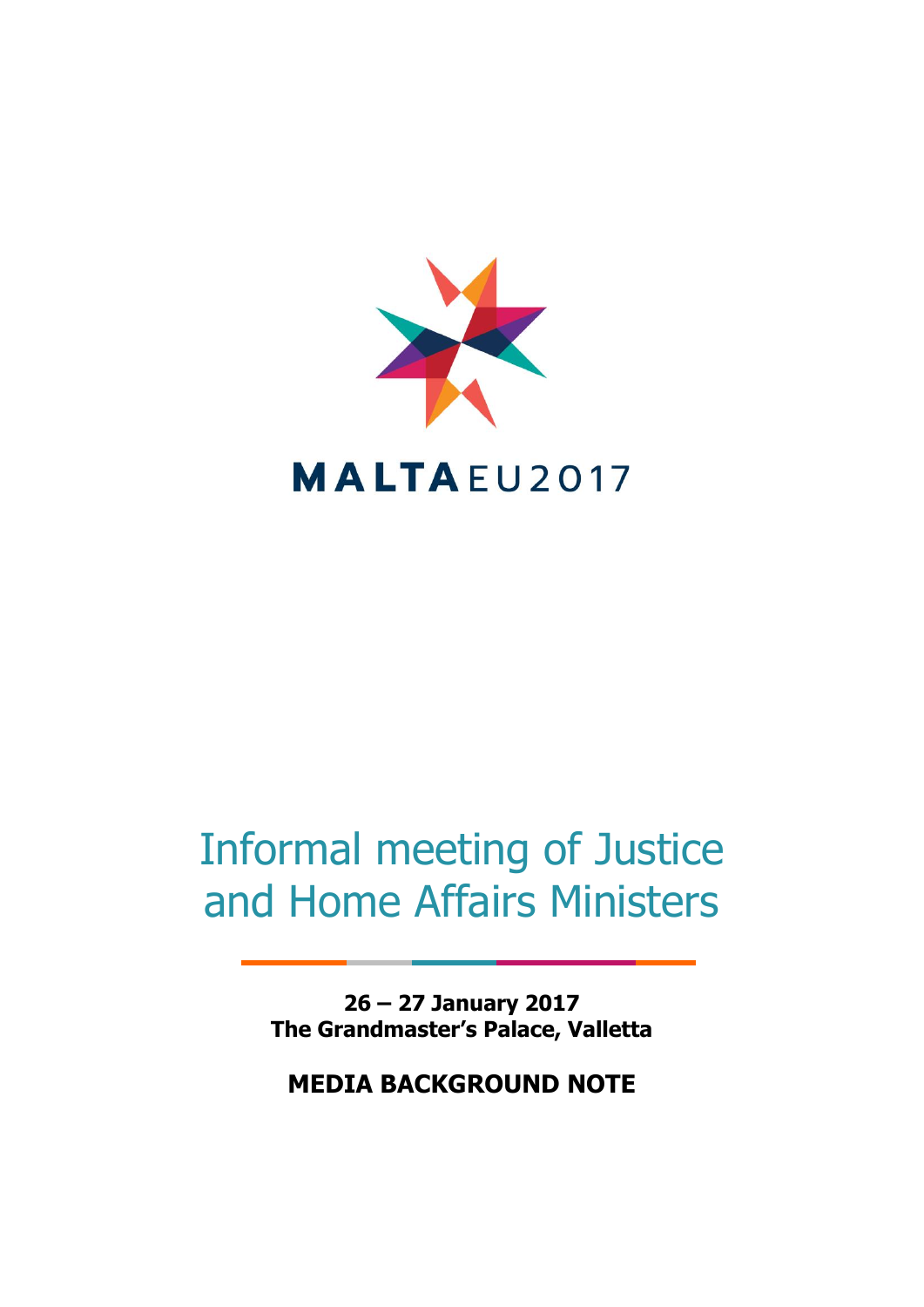MALTAEU2017

# Informal meeting of Justice and Home Affairs Ministers

**26 – 27 January 2017**
**The Grandmaster's Palace, Valletta**

**MEDIA BACKGROUND NOTE**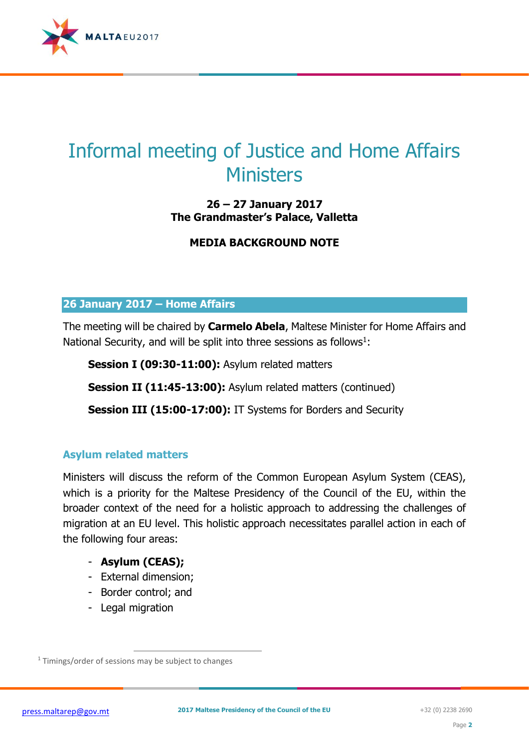# Informal meeting of Justice and Home Affairs Ministers

**26 – 27 January 2017**
**The Grandmaster's Palace, Valletta**

**MEDIA BACKGROUND NOTE**

## 26 January 2017 – Home Affairs

The meeting will be chaired by **Carmelo Abela**, Maltese Minister for Home Affairs and National Security, and will be split into three sessions as follows[1]:

**Session I (09:30-11:00):** Asylum related matters

**Session II (11:45-13:00):** Asylum related matters (continued)

**Session III (15:00-17:00):** IT Systems for Borders and Security

### Asylum related matters

Ministers will discuss the reform of the Common European Asylum System (CEAS), which is a priority for the Maltese Presidency of the Council of the EU, within the broader context of the need for a holistic approach to addressing the challenges of migration at an EU level. This holistic approach necessitates parallel action in each of the following four areas:

- **Asylum (CEAS);**
- External dimension;
- Border control; and
- Legal migration

[1] Timings/order of sessions may be subject to changes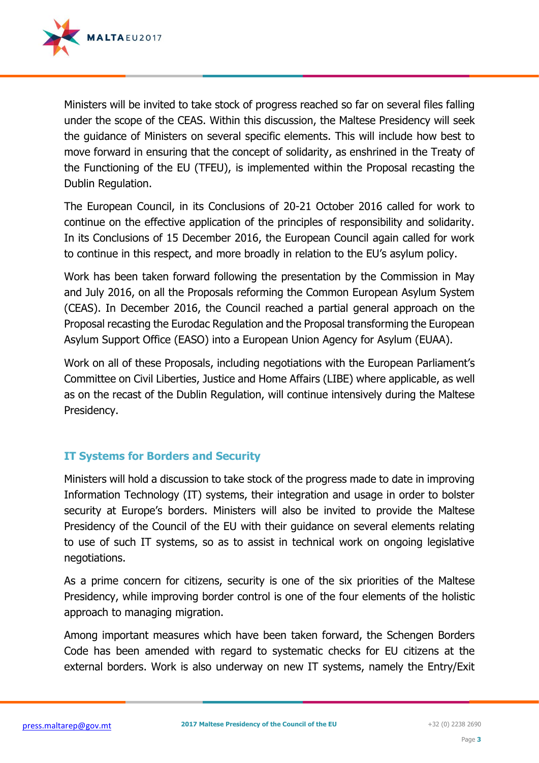Ministers will be invited to take stock of progress reached so far on several files falling under the scope of the CEAS. Within this discussion, the Maltese Presidency will seek the guidance of Ministers on several specific elements. This will include how best to move forward in ensuring that the concept of solidarity, as enshrined in the Treaty of the Functioning of the EU (TFEU), is implemented within the Proposal recasting the Dublin Regulation.

The European Council, in its Conclusions of 20-21 October 2016 called for work to continue on the effective application of the principles of responsibility and solidarity. In its Conclusions of 15 December 2016, the European Council again called for work to continue in this respect, and more broadly in relation to the EU's asylum policy.

Work has been taken forward following the presentation by the Commission in May and July 2016, on all the Proposals reforming the Common European Asylum System (CEAS). In December 2016, the Council reached a partial general approach on the Proposal recasting the Eurodac Regulation and the Proposal transforming the European Asylum Support Office (EASO) into a European Union Agency for Asylum (EUAA).

Work on all of these Proposals, including negotiations with the European Parliament's Committee on Civil Liberties, Justice and Home Affairs (LIBE) where applicable, as well as on the recast of the Dublin Regulation, will continue intensively during the Maltese Presidency.

## IT Systems for Borders and Security

Ministers will hold a discussion to take stock of the progress made to date in improving Information Technology (IT) systems, their integration and usage in order to bolster security at Europe's borders. Ministers will also be invited to provide the Maltese Presidency of the Council of the EU with their guidance on several elements relating to use of such IT systems, so as to assist in technical work on ongoing legislative negotiations.

As a prime concern for citizens, security is one of the six priorities of the Maltese Presidency, while improving border control is one of the four elements of the holistic approach to managing migration.

Among important measures which have been taken forward, the Schengen Borders Code has been amended with regard to systematic checks for EU citizens at the external borders. Work is also underway on new IT systems, namely the Entry/Exit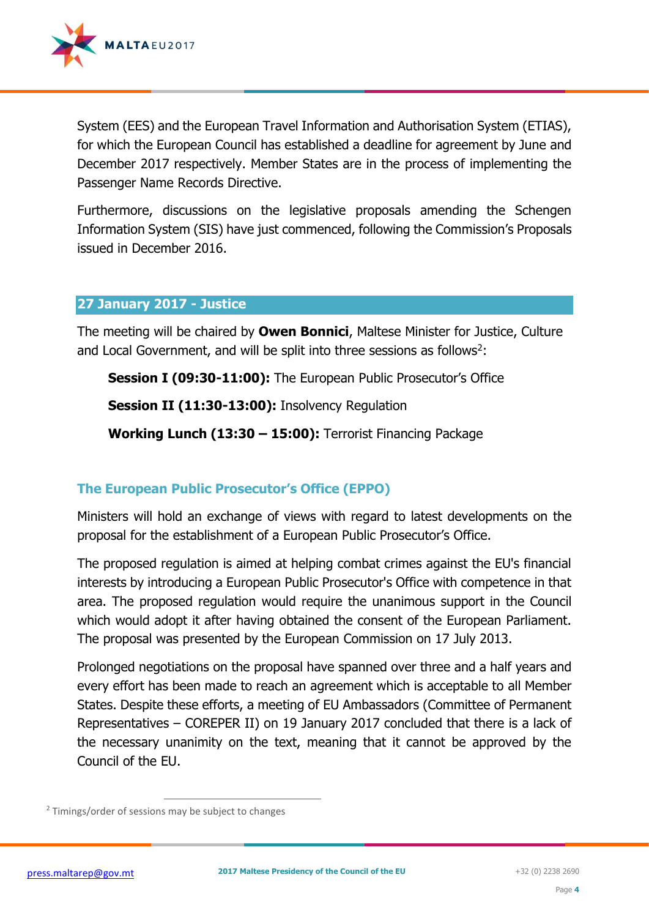System (EES) and the European Travel Information and Authorisation System (ETIAS), for which the European Council has established a deadline for agreement by June and December 2017 respectively. Member States are in the process of implementing the Passenger Name Records Directive.

Furthermore, discussions on the legislative proposals amending the Schengen Information System (SIS) have just commenced, following the Commission's Proposals issued in December 2016.

## 27 January 2017 - Justice

The meeting will be chaired by **Owen Bonnici**, Maltese Minister for Justice, Culture and Local Government, and will be split into three sessions as follows[2]:

**Session I (09:30-11:00):** The European Public Prosecutor's Office

**Session II (11:30-13:00):** Insolvency Regulation

**Working Lunch (13:30 – 15:00):** Terrorist Financing Package

### The European Public Prosecutor's Office (EPPO)

Ministers will hold an exchange of views with regard to latest developments on the proposal for the establishment of a European Public Prosecutor's Office.

The proposed regulation is aimed at helping combat crimes against the EU's financial interests by introducing a European Public Prosecutor's Office with competence in that area. The proposed regulation would require the unanimous support in the Council which would adopt it after having obtained the consent of the European Parliament. The proposal was presented by the European Commission on 17 July 2013.

Prolonged negotiations on the proposal have spanned over three and a half years and every effort has been made to reach an agreement which is acceptable to all Member States. Despite these efforts, a meeting of EU Ambassadors (Committee of Permanent Representatives – COREPER II) on 19 January 2017 concluded that there is a lack of the necessary unanimity on the text, meaning that it cannot be approved by the Council of the EU.

[2] Timings/order of sessions may be subject to changes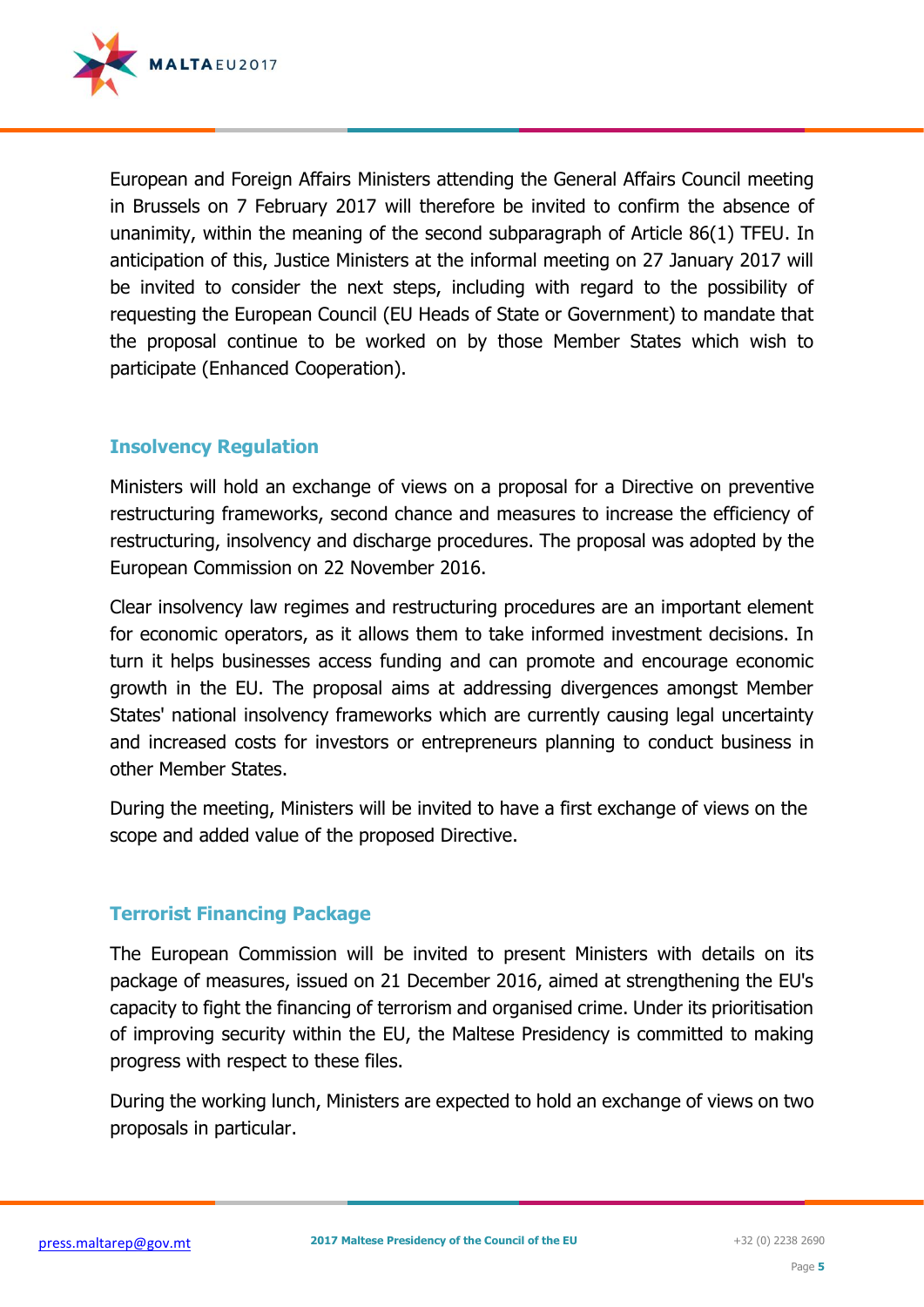European and Foreign Affairs Ministers attending the General Affairs Council meeting in Brussels on 7 February 2017 will therefore be invited to confirm the absence of unanimity, within the meaning of the second subparagraph of Article 86(1) TFEU. In anticipation of this, Justice Ministers at the informal meeting on 27 January 2017 will be invited to consider the next steps, including with regard to the possibility of requesting the European Council (EU Heads of State or Government) to mandate that the proposal continue to be worked on by those Member States which wish to participate (Enhanced Cooperation).

## Insolvency Regulation

Ministers will hold an exchange of views on a proposal for a Directive on preventive restructuring frameworks, second chance and measures to increase the efficiency of restructuring, insolvency and discharge procedures. The proposal was adopted by the European Commission on 22 November 2016.

Clear insolvency law regimes and restructuring procedures are an important element for economic operators, as it allows them to take informed investment decisions. In turn it helps businesses access funding and can promote and encourage economic growth in the EU. The proposal aims at addressing divergences amongst Member States' national insolvency frameworks which are currently causing legal uncertainty and increased costs for investors or entrepreneurs planning to conduct business in other Member States.

During the meeting, Ministers will be invited to have a first exchange of views on the scope and added value of the proposed Directive.

## Terrorist Financing Package

The European Commission will be invited to present Ministers with details on its package of measures, issued on 21 December 2016, aimed at strengthening the EU's capacity to fight the financing of terrorism and organised crime. Under its prioritisation of improving security within the EU, the Maltese Presidency is committed to making progress with respect to these files.

During the working lunch, Ministers are expected to hold an exchange of views on two proposals in particular.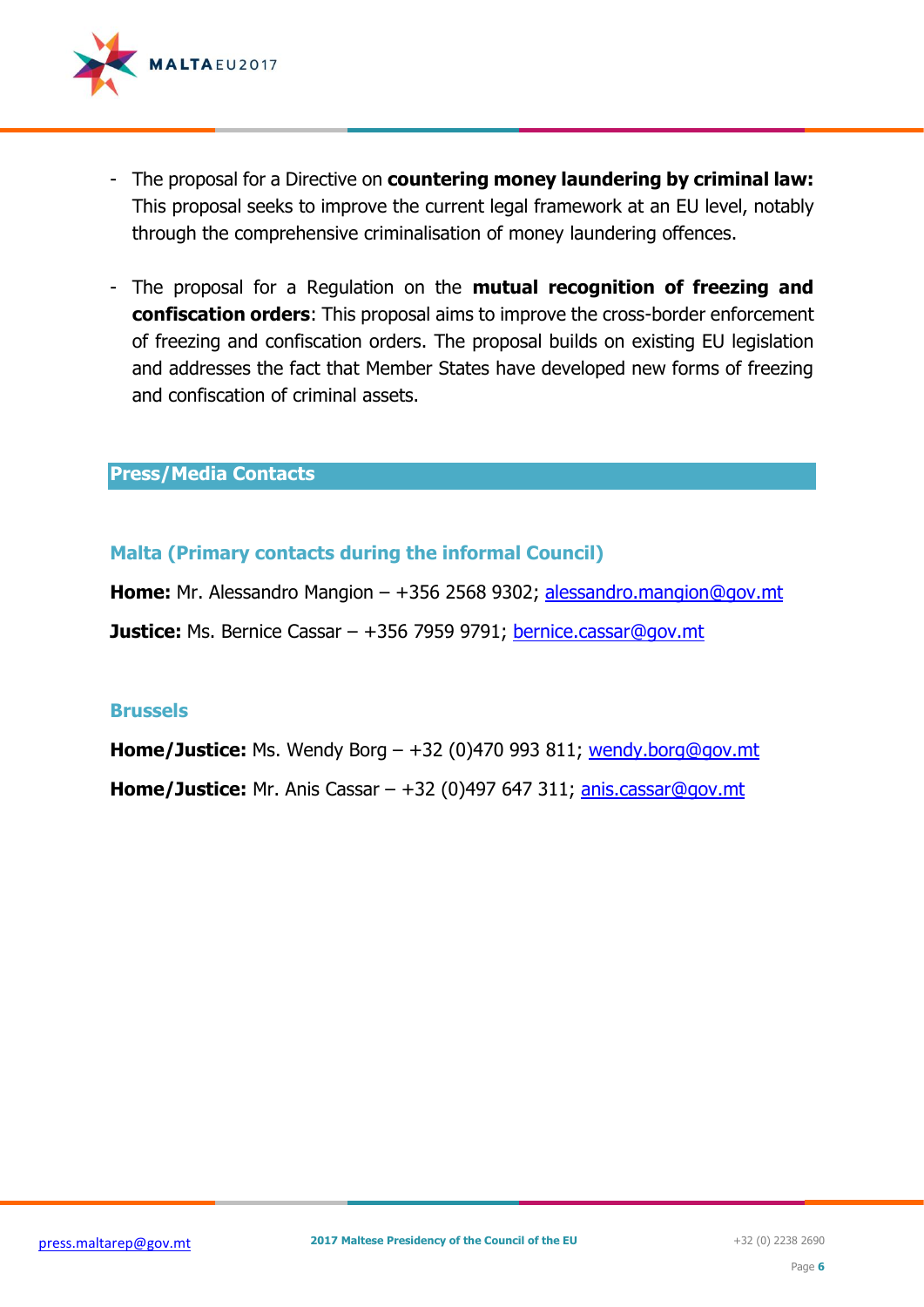- The proposal for a Directive on **countering money laundering by criminal law:** This proposal seeks to improve the current legal framework at an EU level, notably through the comprehensive criminalisation of money laundering offences.

- The proposal for a Regulation on the **mutual recognition of freezing and confiscation orders**: This proposal aims to improve the cross-border enforcement of freezing and confiscation orders. The proposal builds on existing EU legislation and addresses the fact that Member States have developed new forms of freezing and confiscation of criminal assets.

## Press/Media Contacts

### Malta (Primary contacts during the informal Council)

**Home:** Mr. Alessandro Mangion – +356 2568 9302; alessandro.mangion@gov.mt

**Justice:** Ms. Bernice Cassar – +356 7959 9791; bernice.cassar@gov.mt

### Brussels

**Home/Justice:** Ms. Wendy Borg – +32 (0)470 993 811; wendy.borg@gov.mt

**Home/Justice:** Mr. Anis Cassar – +32 (0)497 647 311; anis.cassar@gov.mt